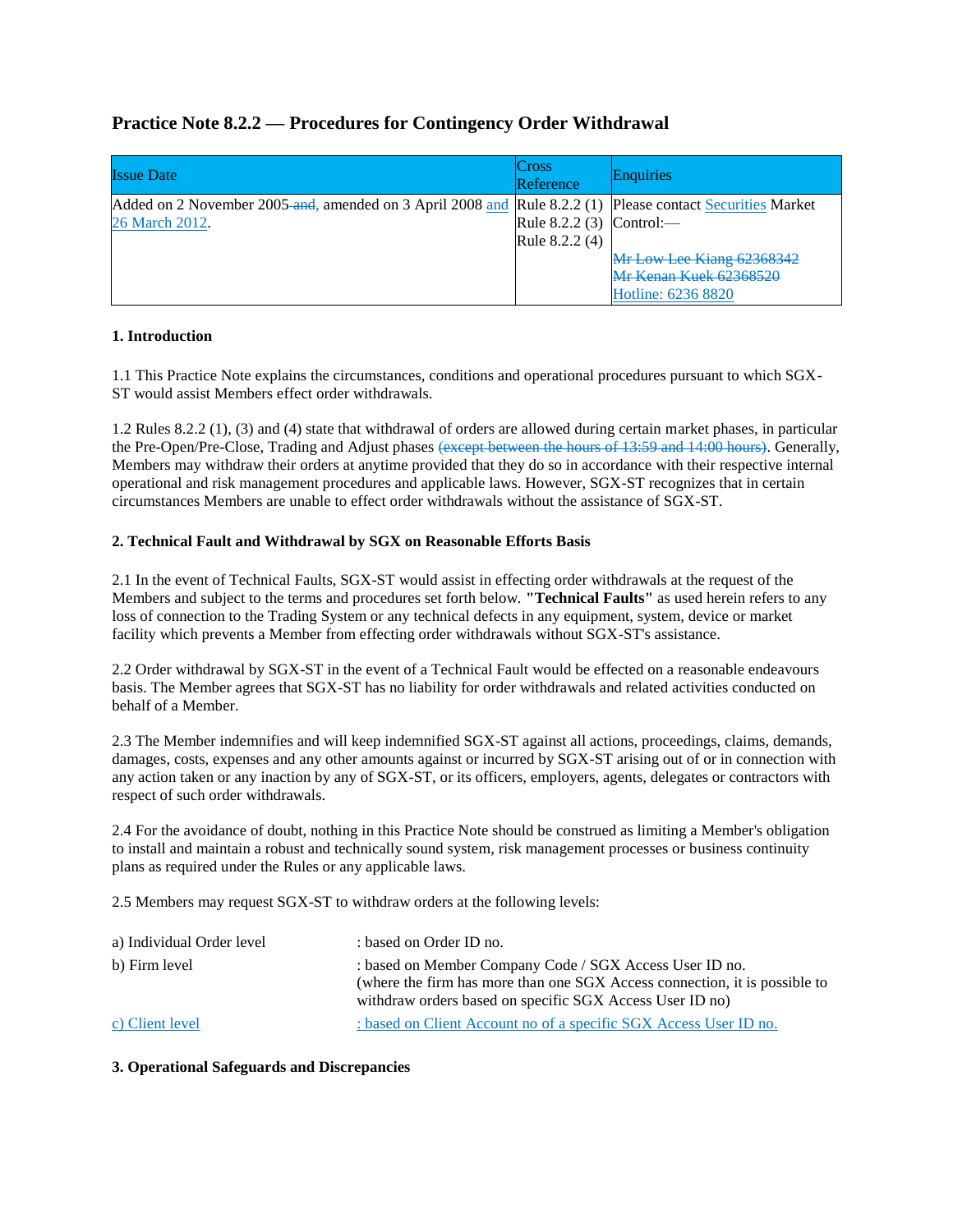# Practice Note 8.2.2 — Procedures for Contingency Order Withdrawal

| Issue Date | Cross Reference | Enquiries |
|---|---|---|
| Added on 2 November 2005 ~~and,~~ amended on 3 April 2008 and 26 March 2012. | Rule 8.2.2 (1)<br>Rule 8.2.2 (3)<br>Rule 8.2.2 (4) | Please contact Securities Market Control:—<br><br>~~Mr Low Lee Kiang 62368342~~<br>~~Mr Kenan Kuek 62368520~~<br>Hotline: 6236 8820 |

**1. Introduction**

1.1 This Practice Note explains the circumstances, conditions and operational procedures pursuant to which SGX-ST would assist Members effect order withdrawals.

1.2 Rules 8.2.2 (1), (3) and (4) state that withdrawal of orders are allowed during certain market phases, in particular the Pre-Open/Pre-Close, Trading and Adjust phases ~~(except between the hours of 13:59 and 14:00 hours)~~. Generally, Members may withdraw their orders at anytime provided that they do so in accordance with their respective internal operational and risk management procedures and applicable laws. However, SGX-ST recognizes that in certain circumstances Members are unable to effect order withdrawals without the assistance of SGX-ST.

**2. Technical Fault and Withdrawal by SGX on Reasonable Efforts Basis**

2.1 In the event of Technical Faults, SGX-ST would assist in effecting order withdrawals at the request of the Members and subject to the terms and procedures set forth below. **"Technical Faults"** as used herein refers to any loss of connection to the Trading System or any technical defects in any equipment, system, device or market facility which prevents a Member from effecting order withdrawals without SGX-ST's assistance.

2.2 Order withdrawal by SGX-ST in the event of a Technical Fault would be effected on a reasonable endeavours basis. The Member agrees that SGX-ST has no liability for order withdrawals and related activities conducted on behalf of a Member.

2.3 The Member indemnifies and will keep indemnified SGX-ST against all actions, proceedings, claims, demands, damages, costs, expenses and any other amounts against or incurred by SGX-ST arising out of or in connection with any action taken or any inaction by any of SGX-ST, or its officers, employers, agents, delegates or contractors with respect of such order withdrawals.

2.4 For the avoidance of doubt, nothing in this Practice Note should be construed as limiting a Member's obligation to install and maintain a robust and technically sound system, risk management processes or business continuity plans as required under the Rules or any applicable laws.

2.5 Members may request SGX-ST to withdraw orders at the following levels:

| | |
|---|---|
| a) Individual Order level | : based on Order ID no. |
| b) Firm level | : based on Member Company Code / SGX Access User ID no.<br>(where the firm has more than one SGX Access connection, it is possible to withdraw orders based on specific SGX Access User ID no) |
| c) Client level | : based on Client Account no of a specific SGX Access User ID no. |

**3. Operational Safeguards and Discrepancies**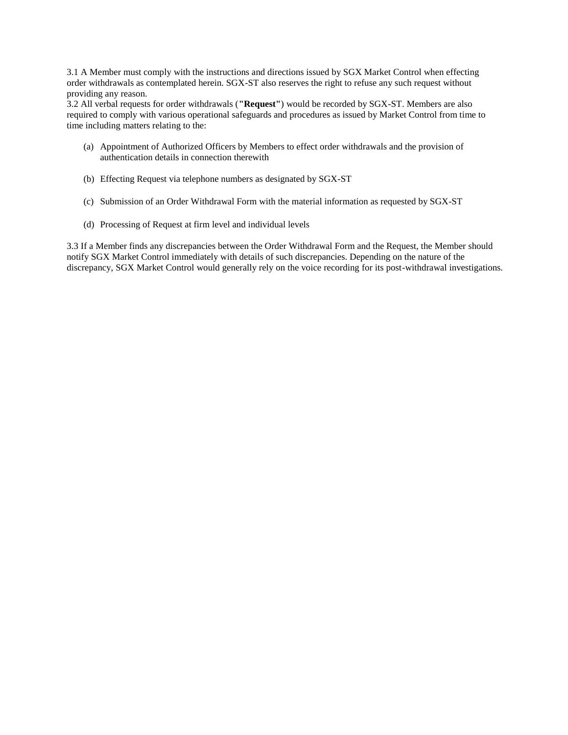3.1 A Member must comply with the instructions and directions issued by SGX Market Control when effecting order withdrawals as contemplated herein. SGX-ST also reserves the right to refuse any such request without providing any reason.

3.2 All verbal requests for order withdrawals (**"Request"**) would be recorded by SGX-ST. Members are also required to comply with various operational safeguards and procedures as issued by Market Control from time to time including matters relating to the:

(a) Appointment of Authorized Officers by Members to effect order withdrawals and the provision of authentication details in connection therewith

(b) Effecting Request via telephone numbers as designated by SGX-ST

(c) Submission of an Order Withdrawal Form with the material information as requested by SGX-ST

(d) Processing of Request at firm level and individual levels

3.3 If a Member finds any discrepancies between the Order Withdrawal Form and the Request, the Member should notify SGX Market Control immediately with details of such discrepancies. Depending on the nature of the discrepancy, SGX Market Control would generally rely on the voice recording for its post-withdrawal investigations.